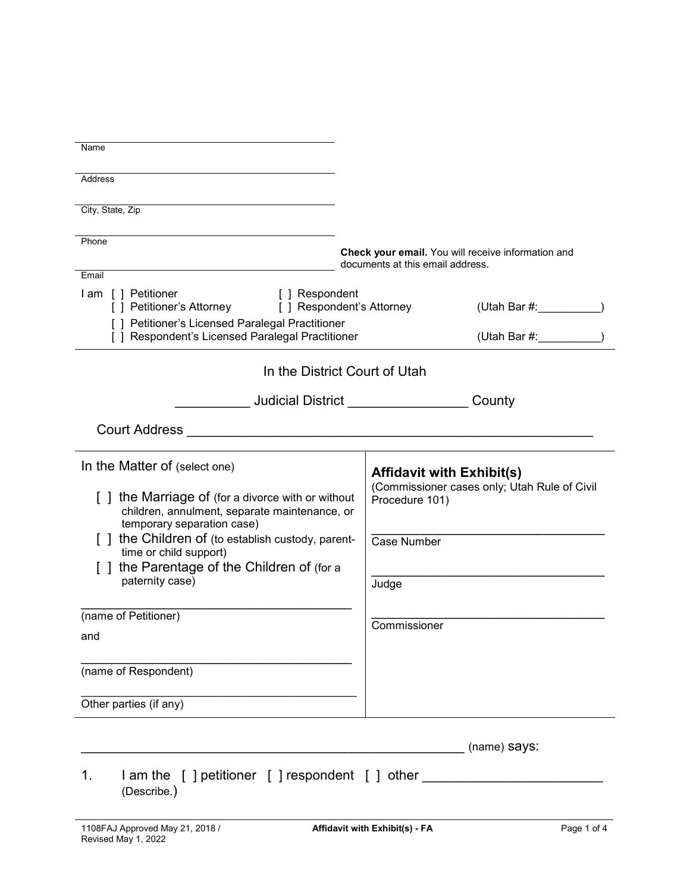Name

Address

City, State, Zip

Phone

Email

**Check your email.** You will receive information and documents at this email address.

I am [ ] Petitioner [ ] Respondent
[ ] Petitioner's Attorney [ ] Respondent's Attorney (Utah Bar #:__________)
[ ] Petitioner's Licensed Paralegal Practitioner
[ ] Respondent's Licensed Paralegal Practitioner (Utah Bar #:__________)

In the District Court of Utah

__________ Judicial District ________________ County

Court Address ______________________________________________________

In the Matter of (select one)

[ ] the Marriage of (for a divorce with or without children, annulment, separate maintenance, or temporary separation case)

[ ] the Children of (to establish custody, parent-time or child support)

[ ] the Parentage of the Children of (for a paternity case)

________________________________________
(name of Petitioner)

and

________________________________________
(name of Respondent)

________________________________________
Other parties (if any)

**Affidavit with Exhibit(s)**
(Commissioner cases only; Utah Rule of Civil Procedure 101)

__________________________________
Case Number

__________________________________
Judge

__________________________________
Commissioner

_____________________________________________________ (name) says:

1. I am the [ ] petitioner [ ] respondent [ ] other ________________________ (Describe.)

1108FAJ Approved May 21, 2018 / Revised May 1, 2022 — Affidavit with Exhibit(s) - FA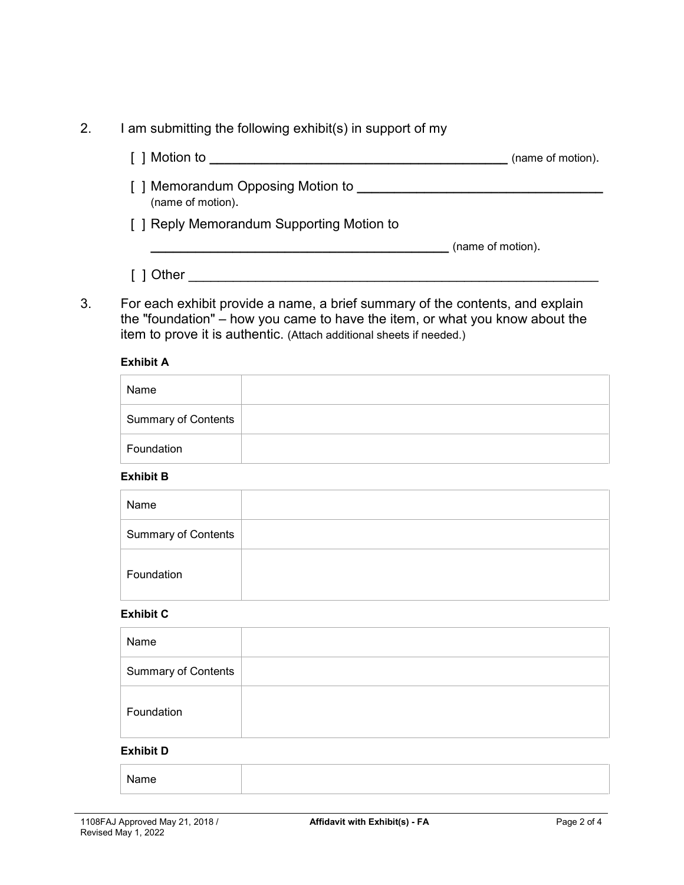2. I am submitting the following exhibit(s) in support of my

   [ ] Motion to ________________________________________ (name of motion).

   [ ] Memorandum Opposing Motion to ________________________________ (name of motion).

   [ ] Reply Memorandum Supporting Motion to ________________________________________ (name of motion).

   [ ] Other ________________________________________________________

3. For each exhibit provide a name, a brief summary of the contents, and explain the "foundation" – how you came to have the item, or what you know about the item to prove it is authentic. (Attach additional sheets if needed.)

**Exhibit A**

| | |
|---|---|
| Name | |
| Summary of Contents | |
| Foundation | |

**Exhibit B**

| | |
|---|---|
| Name | |
| Summary of Contents | |
| Foundation | |

**Exhibit C**

| | |
|---|---|
| Name | |
| Summary of Contents | |
| Foundation | |

**Exhibit D**

| | |
|---|---|
| Name | |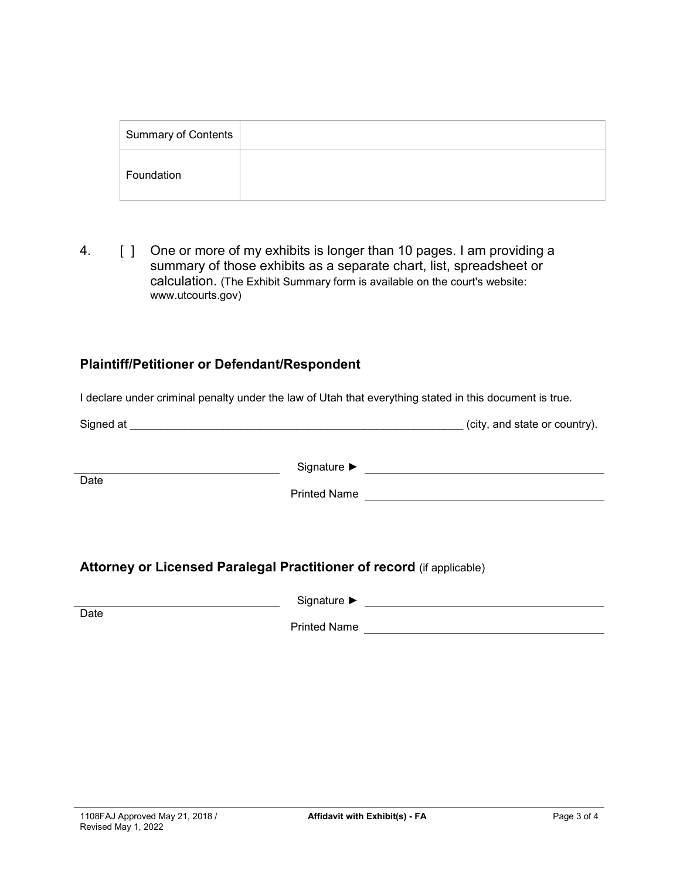| Summary of Contents | |
|---|---|
| Foundation | |

4. [ ] One or more of my exhibits is longer than 10 pages. I am providing a summary of those exhibits as a separate chart, list, spreadsheet or calculation. (The Exhibit Summary form is available on the court's website: www.utcourts.gov)

### Plaintiff/Petitioner or Defendant/Respondent

I declare under criminal penalty under the law of Utah that everything stated in this document is true.

Signed at ______________________________________________________ (city, and state or country).

______________________________ Signature ► ______________________________

Date

Printed Name ______________________________

### Attorney or Licensed Paralegal Practitioner of record (if applicable)

______________________________ Signature ► ______________________________

Date

Printed Name ______________________________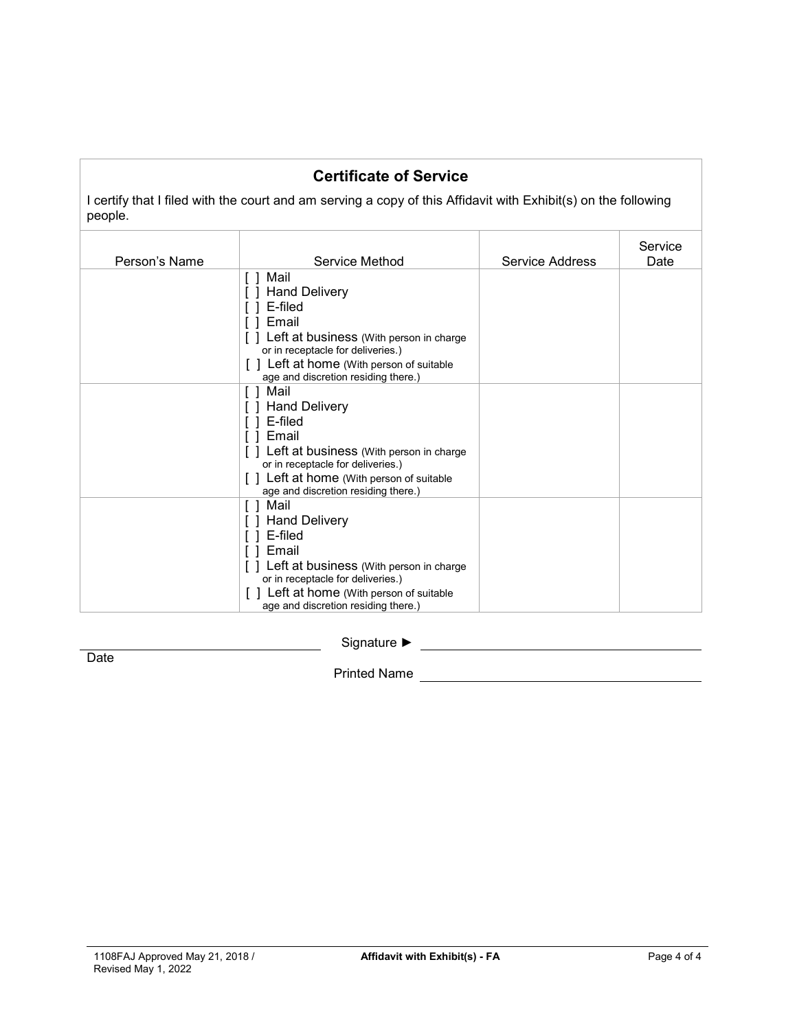## Certificate of Service

I certify that I filed with the court and am serving a copy of this Affidavit with Exhibit(s) on the following people.

| Person's Name | Service Method | Service Address | Service Date |
|---|---|---|---|
| | [ ] Mail<br>[ ] Hand Delivery<br>[ ] E-filed<br>[ ] Email<br>[ ] Left at business (With person in charge or in receptacle for deliveries.)<br>[ ] Left at home (With person of suitable age and discretion residing there.) | | |
| | [ ] Mail<br>[ ] Hand Delivery<br>[ ] E-filed<br>[ ] Email<br>[ ] Left at business (With person in charge or in receptacle for deliveries.)<br>[ ] Left at home (With person of suitable age and discretion residing there.) | | |
| | [ ] Mail<br>[ ] Hand Delivery<br>[ ] E-filed<br>[ ] Email<br>[ ] Left at business (With person in charge or in receptacle for deliveries.)<br>[ ] Left at home (With person of suitable age and discretion residing there.) | | |

______________________________
Date

Signature ► ______________________________

Printed Name ______________________________

1108FAJ Approved May 21, 2018 / Revised May 1, 2022

**Affidavit with Exhibit(s) - FA**